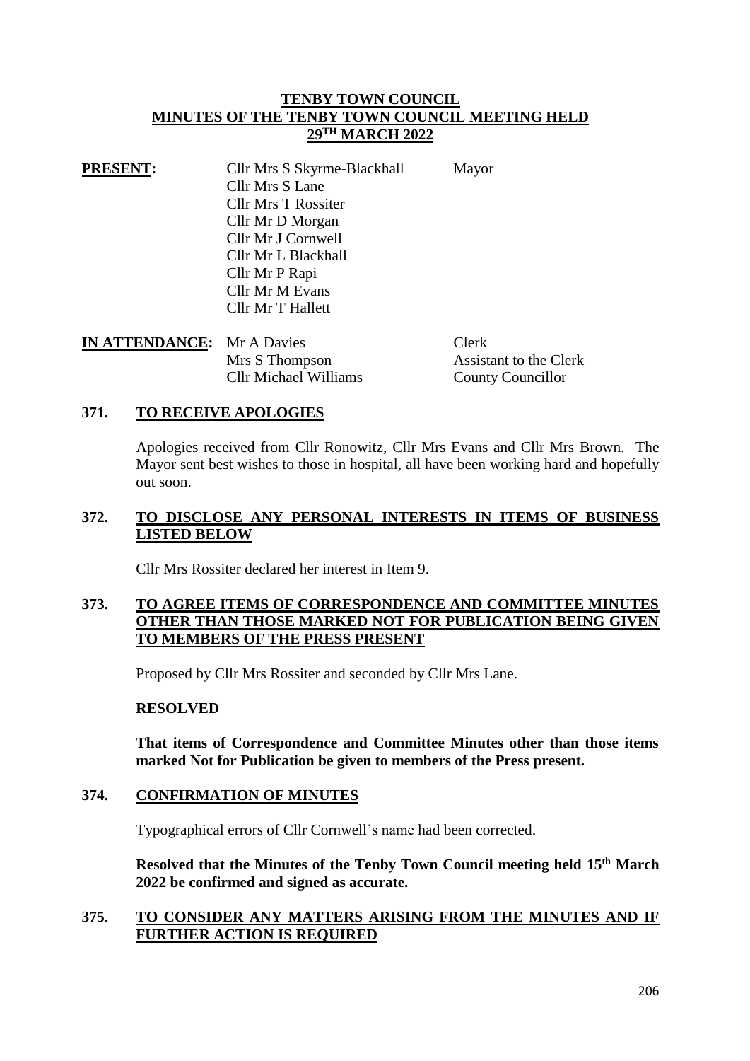# TENBY TOWN COUNCIL
## MINUTES OF THE TENBY TOWN COUNCIL MEETING HELD 29TH MARCH 2022

**PRESENT:**

| | |
|---|---|
| Cllr Mrs S Skyrme-Blackhall | Mayor |
| Cllr Mrs S Lane | |
| Cllr Mrs T Rossiter | |
| Cllr Mr D Morgan | |
| Cllr Mr J Cornwell | |
| Cllr Mr L Blackhall | |
| Cllr Mr P Rapi | |
| Cllr Mr M Evans | |
| Cllr Mr T Hallett | |

**IN ATTENDANCE:**

| | |
|---|---|
| Mr A Davies | Clerk |
| Mrs S Thompson | Assistant to the Clerk |
| Cllr Michael Williams | County Councillor |

### 371. TO RECEIVE APOLOGIES

Apologies received from Cllr Ronowitz, Cllr Mrs Evans and Cllr Mrs Brown. The Mayor sent best wishes to those in hospital, all have been working hard and hopefully out soon.

### 372. TO DISCLOSE ANY PERSONAL INTERESTS IN ITEMS OF BUSINESS LISTED BELOW

Cllr Mrs Rossiter declared her interest in Item 9.

### 373. TO AGREE ITEMS OF CORRESPONDENCE AND COMMITTEE MINUTES OTHER THAN THOSE MARKED NOT FOR PUBLICATION BEING GIVEN TO MEMBERS OF THE PRESS PRESENT

Proposed by Cllr Mrs Rossiter and seconded by Cllr Mrs Lane.

**RESOLVED**

**That items of Correspondence and Committee Minutes other than those items marked Not for Publication be given to members of the Press present.**

### 374. CONFIRMATION OF MINUTES

Typographical errors of Cllr Cornwell's name had been corrected.

**Resolved that the Minutes of the Tenby Town Council meeting held 15th March 2022 be confirmed and signed as accurate.**

### 375. TO CONSIDER ANY MATTERS ARISING FROM THE MINUTES AND IF FURTHER ACTION IS REQUIRED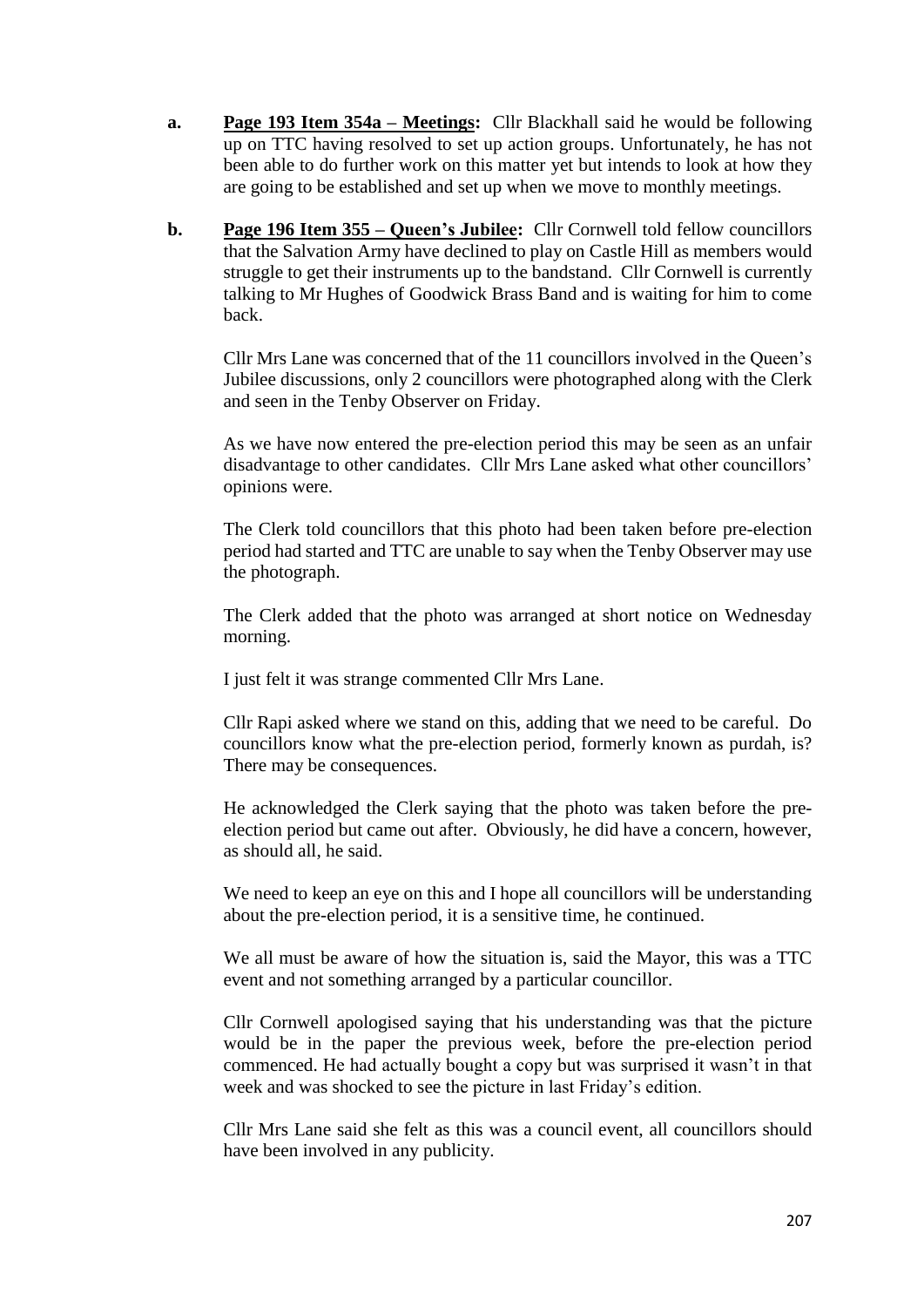**a.** **<u>Page 193 Item 354a – Meetings</u>:** Cllr Blackhall said he would be following up on TTC having resolved to set up action groups. Unfortunately, he has not been able to do further work on this matter yet but intends to look at how they are going to be established and set up when we move to monthly meetings.

**b.** **<u>Page 196 Item 355 – Queen's Jubilee</u>:** Cllr Cornwell told fellow councillors that the Salvation Army have declined to play on Castle Hill as members would struggle to get their instruments up to the bandstand. Cllr Cornwell is currently talking to Mr Hughes of Goodwick Brass Band and is waiting for him to come back.

Cllr Mrs Lane was concerned that of the 11 councillors involved in the Queen's Jubilee discussions, only 2 councillors were photographed along with the Clerk and seen in the Tenby Observer on Friday.

As we have now entered the pre-election period this may be seen as an unfair disadvantage to other candidates. Cllr Mrs Lane asked what other councillors' opinions were.

The Clerk told councillors that this photo had been taken before pre-election period had started and TTC are unable to say when the Tenby Observer may use the photograph.

The Clerk added that the photo was arranged at short notice on Wednesday morning.

I just felt it was strange commented Cllr Mrs Lane.

Cllr Rapi asked where we stand on this, adding that we need to be careful. Do councillors know what the pre-election period, formerly known as purdah, is? There may be consequences.

He acknowledged the Clerk saying that the photo was taken before the pre-election period but came out after. Obviously, he did have a concern, however, as should all, he said.

We need to keep an eye on this and I hope all councillors will be understanding about the pre-election period, it is a sensitive time, he continued.

We all must be aware of how the situation is, said the Mayor, this was a TTC event and not something arranged by a particular councillor.

Cllr Cornwell apologised saying that his understanding was that the picture would be in the paper the previous week, before the pre-election period commenced. He had actually bought a copy but was surprised it wasn't in that week and was shocked to see the picture in last Friday's edition.

Cllr Mrs Lane said she felt as this was a council event, all councillors should have been involved in any publicity.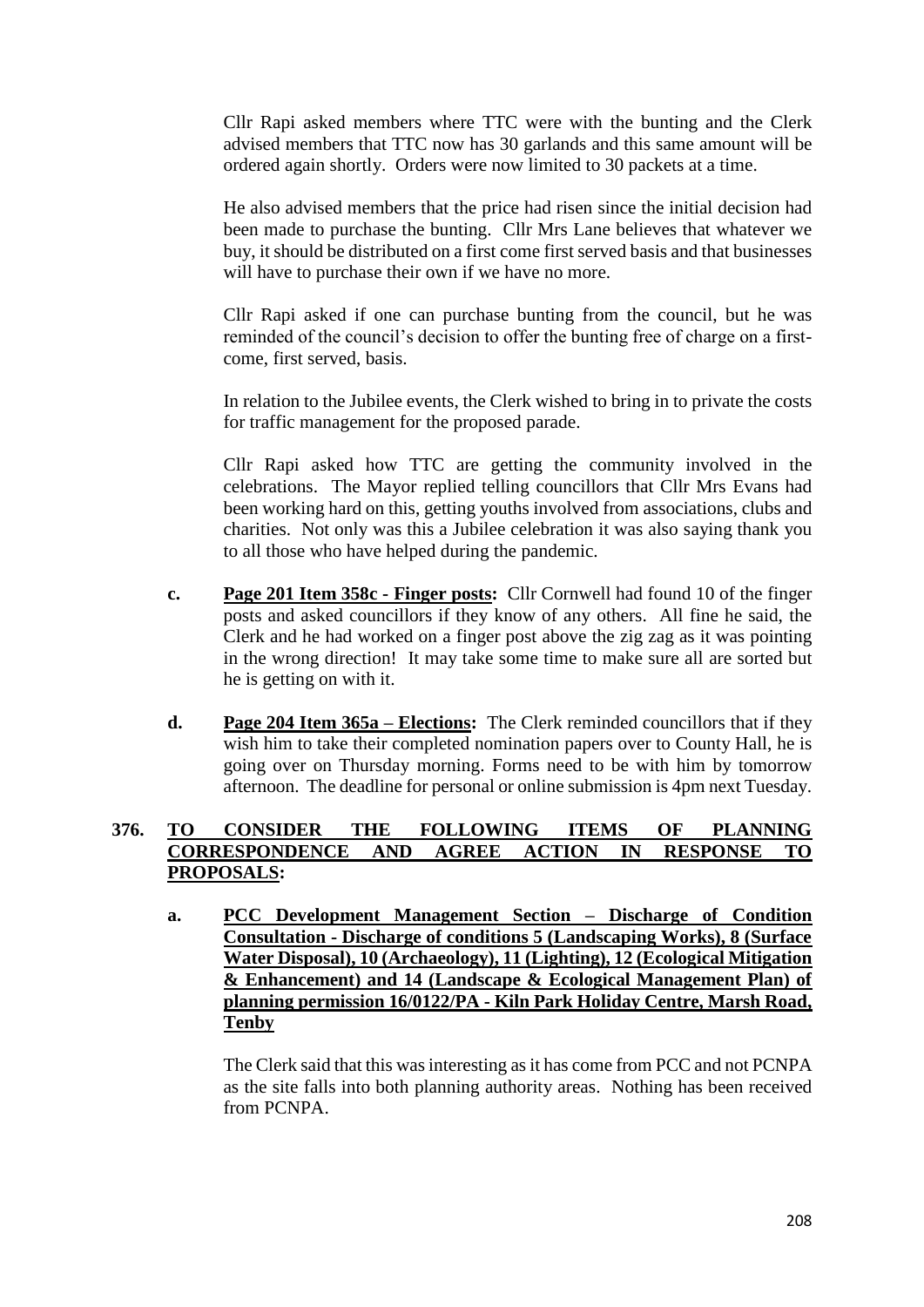Cllr Rapi asked members where TTC were with the bunting and the Clerk advised members that TTC now has 30 garlands and this same amount will be ordered again shortly. Orders were now limited to 30 packets at a time.

He also advised members that the price had risen since the initial decision had been made to purchase the bunting. Cllr Mrs Lane believes that whatever we buy, it should be distributed on a first come first served basis and that businesses will have to purchase their own if we have no more.

Cllr Rapi asked if one can purchase bunting from the council, but he was reminded of the council's decision to offer the bunting free of charge on a first-come, first served, basis.

In relation to the Jubilee events, the Clerk wished to bring in to private the costs for traffic management for the proposed parade.

Cllr Rapi asked how TTC are getting the community involved in the celebrations. The Mayor replied telling councillors that Cllr Mrs Evans had been working hard on this, getting youths involved from associations, clubs and charities. Not only was this a Jubilee celebration it was also saying thank you to all those who have helped during the pandemic.

**c.** **Page 201 Item 358c - Finger posts:** Cllr Cornwell had found 10 of the finger posts and asked councillors if they know of any others. All fine he said, the Clerk and he had worked on a finger post above the zig zag as it was pointing in the wrong direction! It may take some time to make sure all are sorted but he is getting on with it.

**d.** **Page 204 Item 365a – Elections:** The Clerk reminded councillors that if they wish him to take their completed nomination papers over to County Hall, he is going over on Thursday morning. Forms need to be with him by tomorrow afternoon. The deadline for personal or online submission is 4pm next Tuesday.

## 376. TO CONSIDER THE FOLLOWING ITEMS OF PLANNING CORRESPONDENCE AND AGREE ACTION IN RESPONSE TO PROPOSALS:

**a.** **PCC Development Management Section – Discharge of Condition Consultation - Discharge of conditions 5 (Landscaping Works), 8 (Surface Water Disposal), 10 (Archaeology), 11 (Lighting), 12 (Ecological Mitigation & Enhancement) and 14 (Landscape & Ecological Management Plan) of planning permission 16/0122/PA - Kiln Park Holiday Centre, Marsh Road, Tenby**

The Clerk said that this was interesting as it has come from PCC and not PCNPA as the site falls into both planning authority areas. Nothing has been received from PCNPA.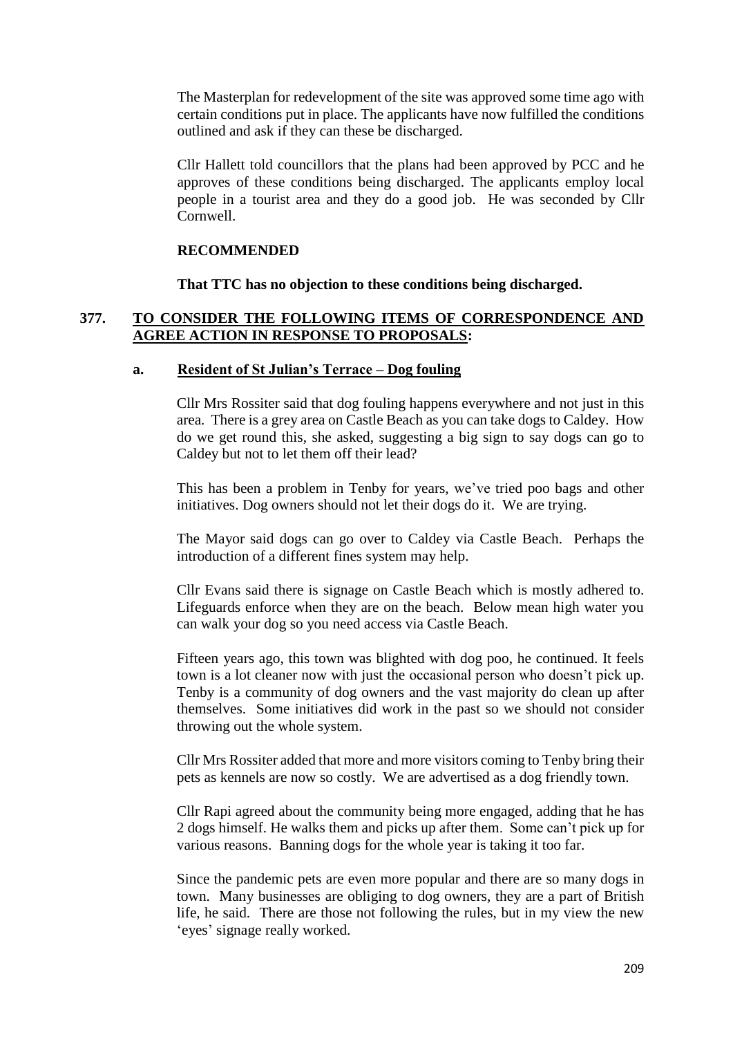The Masterplan for redevelopment of the site was approved some time ago with certain conditions put in place. The applicants have now fulfilled the conditions outlined and ask if they can these be discharged.

Cllr Hallett told councillors that the plans had been approved by PCC and he approves of these conditions being discharged. The applicants employ local people in a tourist area and they do a good job. He was seconded by Cllr Cornwell.

**RECOMMENDED**

**That TTC has no objection to these conditions being discharged.**

## 377. TO CONSIDER THE FOLLOWING ITEMS OF CORRESPONDENCE AND AGREE ACTION IN RESPONSE TO PROPOSALS:

### a. Resident of St Julian's Terrace – Dog fouling

Cllr Mrs Rossiter said that dog fouling happens everywhere and not just in this area. There is a grey area on Castle Beach as you can take dogs to Caldey. How do we get round this, she asked, suggesting a big sign to say dogs can go to Caldey but not to let them off their lead?

This has been a problem in Tenby for years, we've tried poo bags and other initiatives. Dog owners should not let their dogs do it. We are trying.

The Mayor said dogs can go over to Caldey via Castle Beach. Perhaps the introduction of a different fines system may help.

Cllr Evans said there is signage on Castle Beach which is mostly adhered to. Lifeguards enforce when they are on the beach. Below mean high water you can walk your dog so you need access via Castle Beach.

Fifteen years ago, this town was blighted with dog poo, he continued. It feels town is a lot cleaner now with just the occasional person who doesn't pick up. Tenby is a community of dog owners and the vast majority do clean up after themselves. Some initiatives did work in the past so we should not consider throwing out the whole system.

Cllr Mrs Rossiter added that more and more visitors coming to Tenby bring their pets as kennels are now so costly. We are advertised as a dog friendly town.

Cllr Rapi agreed about the community being more engaged, adding that he has 2 dogs himself. He walks them and picks up after them. Some can't pick up for various reasons. Banning dogs for the whole year is taking it too far.

Since the pandemic pets are even more popular and there are so many dogs in town. Many businesses are obliging to dog owners, they are a part of British life, he said. There are those not following the rules, but in my view the new 'eyes' signage really worked.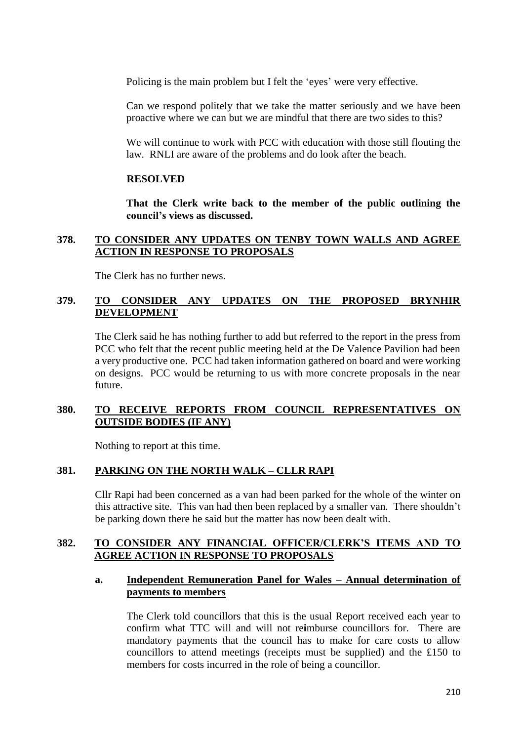Policing is the main problem but I felt the 'eyes' were very effective.

Can we respond politely that we take the matter seriously and we have been proactive where we can but we are mindful that there are two sides to this?

We will continue to work with PCC with education with those still flouting the law. RNLI are aware of the problems and do look after the beach.

**RESOLVED**

**That the Clerk write back to the member of the public outlining the council's views as discussed.**

## 378. TO CONSIDER ANY UPDATES ON TENBY TOWN WALLS AND AGREE ACTION IN RESPONSE TO PROPOSALS

The Clerk has no further news.

## 379. TO CONSIDER ANY UPDATES ON THE PROPOSED BRYNHIR DEVELOPMENT

The Clerk said he has nothing further to add but referred to the report in the press from PCC who felt that the recent public meeting held at the De Valence Pavilion had been a very productive one. PCC had taken information gathered on board and were working on designs. PCC would be returning to us with more concrete proposals in the near future.

## 380. TO RECEIVE REPORTS FROM COUNCIL REPRESENTATIVES ON OUTSIDE BODIES (IF ANY)

Nothing to report at this time.

## 381. PARKING ON THE NORTH WALK – CLLR RAPI

Cllr Rapi had been concerned as a van had been parked for the whole of the winter on this attractive site. This van had then been replaced by a smaller van. There shouldn't be parking down there he said but the matter has now been dealt with.

## 382. TO CONSIDER ANY FINANCIAL OFFICER/CLERK'S ITEMS AND TO AGREE ACTION IN RESPONSE TO PROPOSALS

### a. Independent Remuneration Panel for Wales – Annual determination of payments to members

The Clerk told councillors that this is the usual Report received each year to confirm what TTC will and will not reimburse councillors for. There are mandatory payments that the council has to make for care costs to allow councillors to attend meetings (receipts must be supplied) and the £150 to members for costs incurred in the role of being a councillor.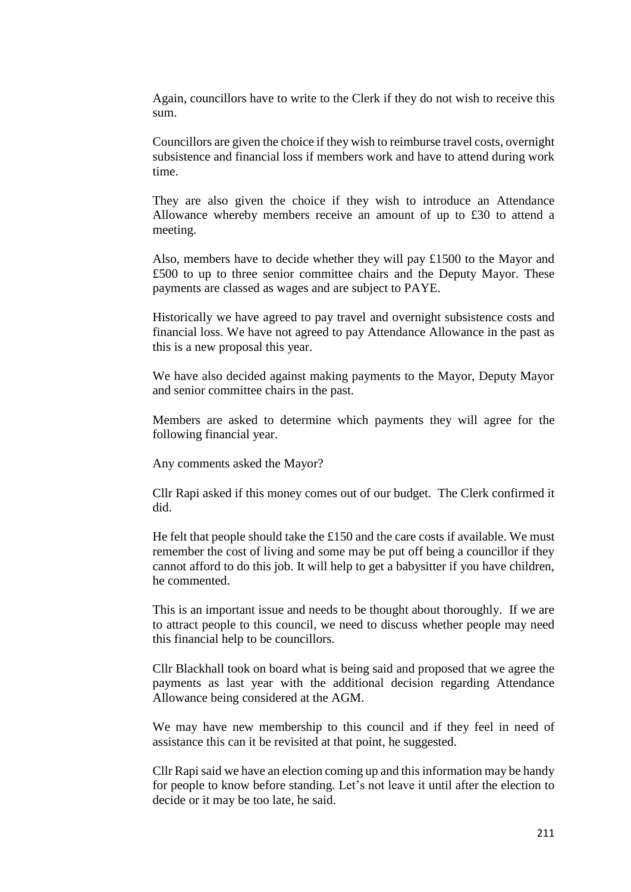Again, councillors have to write to the Clerk if they do not wish to receive this sum.

Councillors are given the choice if they wish to reimburse travel costs, overnight subsistence and financial loss if members work and have to attend during work time.

They are also given the choice if they wish to introduce an Attendance Allowance whereby members receive an amount of up to £30 to attend a meeting.

Also, members have to decide whether they will pay £1500 to the Mayor and £500 to up to three senior committee chairs and the Deputy Mayor. These payments are classed as wages and are subject to PAYE.

Historically we have agreed to pay travel and overnight subsistence costs and financial loss. We have not agreed to pay Attendance Allowance in the past as this is a new proposal this year.

We have also decided against making payments to the Mayor, Deputy Mayor and senior committee chairs in the past.

Members are asked to determine which payments they will agree for the following financial year.

Any comments asked the Mayor?

Cllr Rapi asked if this money comes out of our budget. The Clerk confirmed it did.

He felt that people should take the £150 and the care costs if available. We must remember the cost of living and some may be put off being a councillor if they cannot afford to do this job. It will help to get a babysitter if you have children, he commented.

This is an important issue and needs to be thought about thoroughly. If we are to attract people to this council, we need to discuss whether people may need this financial help to be councillors.

Cllr Blackhall took on board what is being said and proposed that we agree the payments as last year with the additional decision regarding Attendance Allowance being considered at the AGM.

We may have new membership to this council and if they feel in need of assistance this can it be revisited at that point, he suggested.

Cllr Rapi said we have an election coming up and this information may be handy for people to know before standing. Let's not leave it until after the election to decide or it may be too late, he said.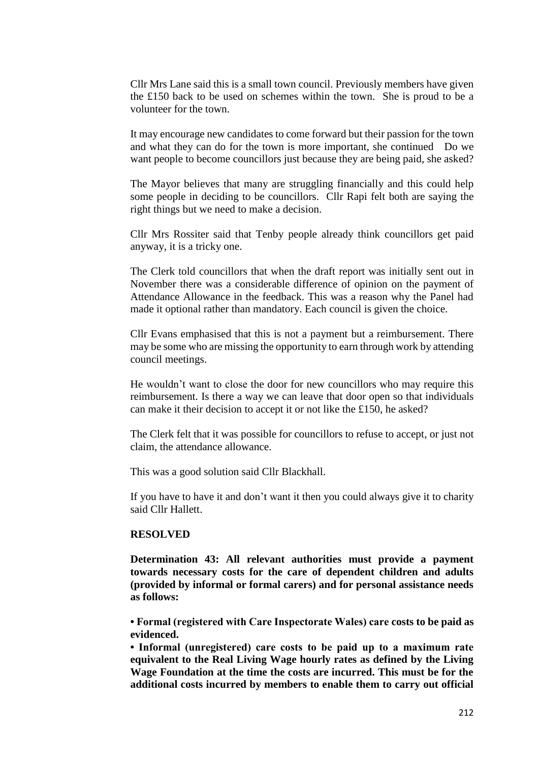Cllr Mrs Lane said this is a small town council. Previously members have given the £150 back to be used on schemes within the town. She is proud to be a volunteer for the town.

It may encourage new candidates to come forward but their passion for the town and what they can do for the town is more important, she continued Do we want people to become councillors just because they are being paid, she asked?

The Mayor believes that many are struggling financially and this could help some people in deciding to be councillors. Cllr Rapi felt both are saying the right things but we need to make a decision.

Cllr Mrs Rossiter said that Tenby people already think councillors get paid anyway, it is a tricky one.

The Clerk told councillors that when the draft report was initially sent out in November there was a considerable difference of opinion on the payment of Attendance Allowance in the feedback. This was a reason why the Panel had made it optional rather than mandatory. Each council is given the choice.

Cllr Evans emphasised that this is not a payment but a reimbursement. There may be some who are missing the opportunity to earn through work by attending council meetings.

He wouldn't want to close the door for new councillors who may require this reimbursement. Is there a way we can leave that door open so that individuals can make it their decision to accept it or not like the £150, he asked?

The Clerk felt that it was possible for councillors to refuse to accept, or just not claim, the attendance allowance.

This was a good solution said Cllr Blackhall.

If you have to have it and don't want it then you could always give it to charity said Cllr Hallett.

**RESOLVED**

**Determination 43: All relevant authorities must provide a payment towards necessary costs for the care of dependent children and adults (provided by informal or formal carers) and for personal assistance needs as follows:**

**• Formal (registered with Care Inspectorate Wales) care costs to be paid as evidenced.**

**• Informal (unregistered) care costs to be paid up to a maximum rate equivalent to the Real Living Wage hourly rates as defined by the Living Wage Foundation at the time the costs are incurred. This must be for the additional costs incurred by members to enable them to carry out official**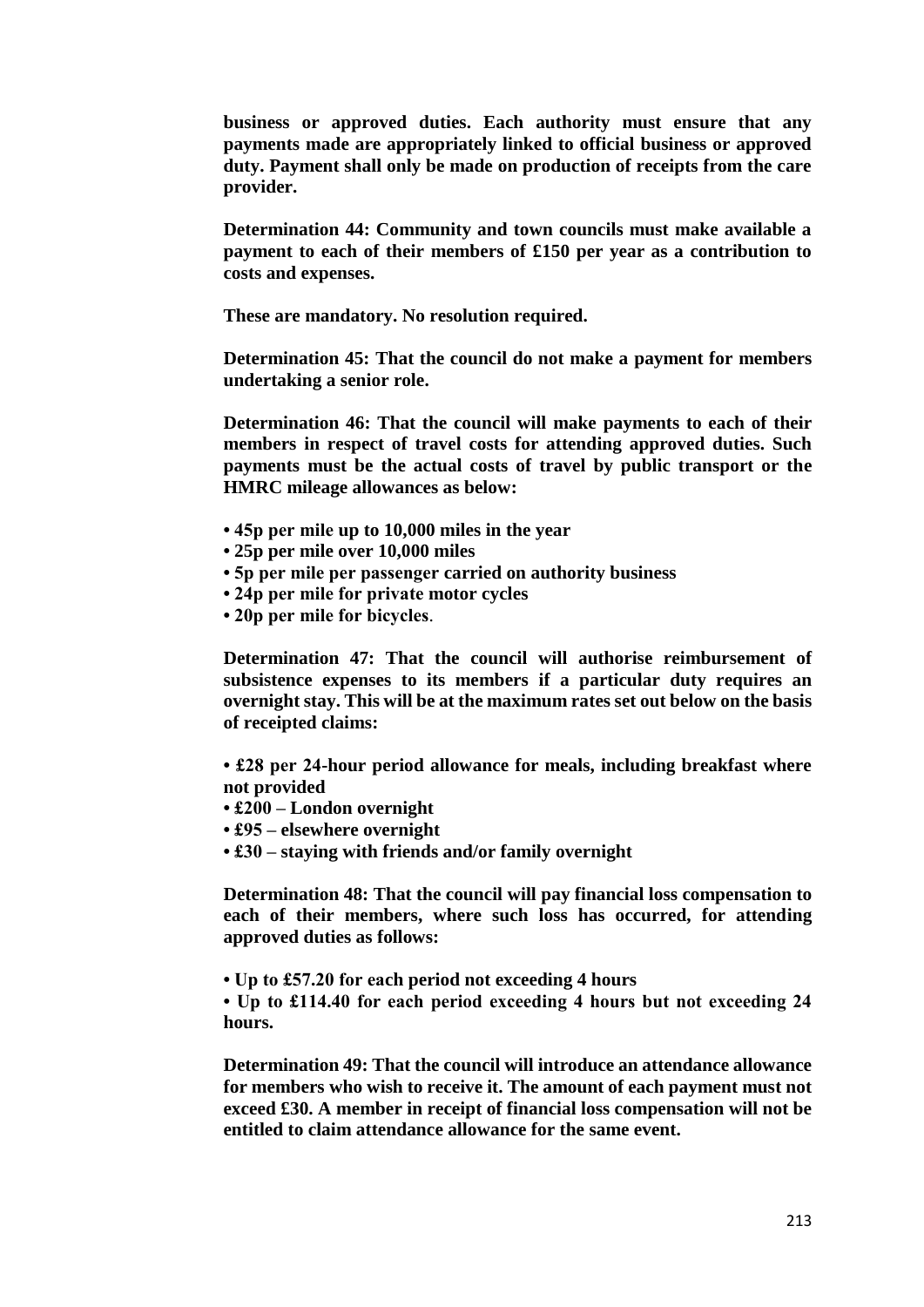**business or approved duties. Each authority must ensure that any payments made are appropriately linked to official business or approved duty. Payment shall only be made on production of receipts from the care provider.**

**Determination 44: Community and town councils must make available a payment to each of their members of £150 per year as a contribution to costs and expenses.**

**These are mandatory. No resolution required.**

**Determination 45: That the council do not make a payment for members undertaking a senior role.**

**Determination 46: That the council will make payments to each of their members in respect of travel costs for attending approved duties. Such payments must be the actual costs of travel by public transport or the HMRC mileage allowances as below:**

- **45p per mile up to 10,000 miles in the year**
- **25p per mile over 10,000 miles**
- **5p per mile per passenger carried on authority business**
- **24p per mile for private motor cycles**
- **20p per mile for bicycles**.

**Determination 47: That the council will authorise reimbursement of subsistence expenses to its members if a particular duty requires an overnight stay. This will be at the maximum rates set out below on the basis of receipted claims:**

- **£28 per 24-hour period allowance for meals, including breakfast where not provided**
- **£200 – London overnight**
- **£95 – elsewhere overnight**
- **£30 – staying with friends and/or family overnight**

**Determination 48: That the council will pay financial loss compensation to each of their members, where such loss has occurred, for attending approved duties as follows:**

- **Up to £57.20 for each period not exceeding 4 hours**
- **Up to £114.40 for each period exceeding 4 hours but not exceeding 24 hours.**

**Determination 49: That the council will introduce an attendance allowance for members who wish to receive it. The amount of each payment must not exceed £30. A member in receipt of financial loss compensation will not be entitled to claim attendance allowance for the same event.**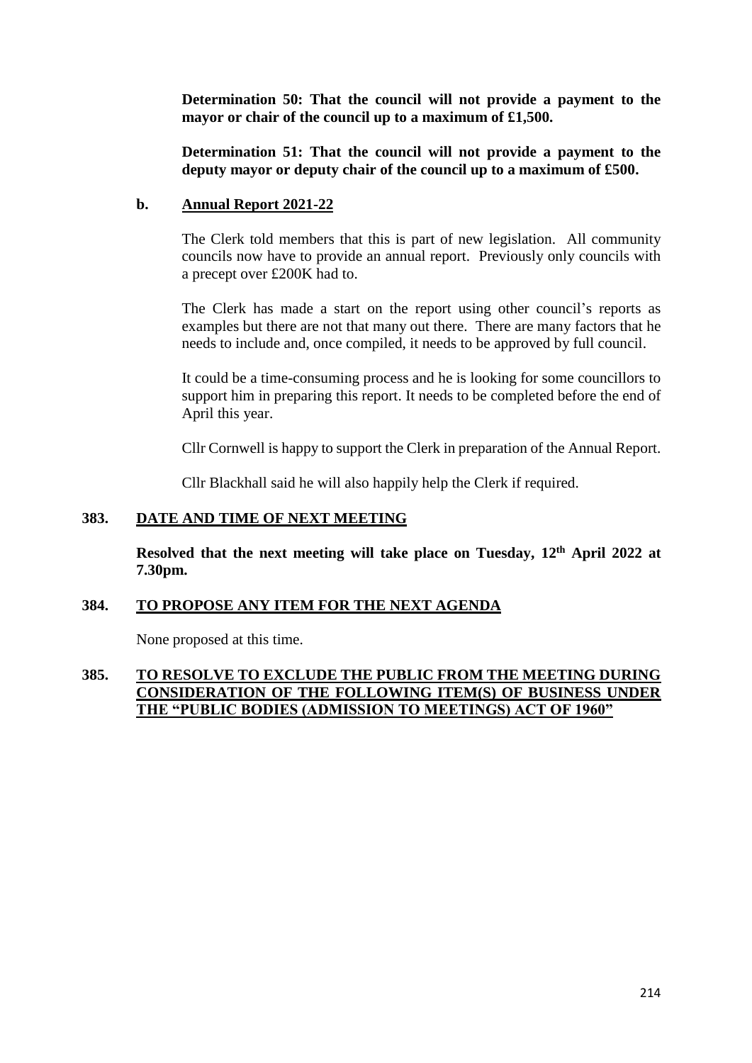**Determination 50: That the council will not provide a payment to the mayor or chair of the council up to a maximum of £1,500.**

**Determination 51: That the council will not provide a payment to the deputy mayor or deputy chair of the council up to a maximum of £500.**

**b. Annual Report 2021-22**

The Clerk told members that this is part of new legislation. All community councils now have to provide an annual report. Previously only councils with a precept over £200K had to.

The Clerk has made a start on the report using other council's reports as examples but there are not that many out there. There are many factors that he needs to include and, once compiled, it needs to be approved by full council.

It could be a time-consuming process and he is looking for some councillors to support him in preparing this report. It needs to be completed before the end of April this year.

Cllr Cornwell is happy to support the Clerk in preparation of the Annual Report.

Cllr Blackhall said he will also happily help the Clerk if required.

## 383. DATE AND TIME OF NEXT MEETING

**Resolved that the next meeting will take place on Tuesday, 12th April 2022 at 7.30pm.**

## 384. TO PROPOSE ANY ITEM FOR THE NEXT AGENDA

None proposed at this time.

## 385. TO RESOLVE TO EXCLUDE THE PUBLIC FROM THE MEETING DURING CONSIDERATION OF THE FOLLOWING ITEM(S) OF BUSINESS UNDER THE "PUBLIC BODIES (ADMISSION TO MEETINGS) ACT OF 1960"